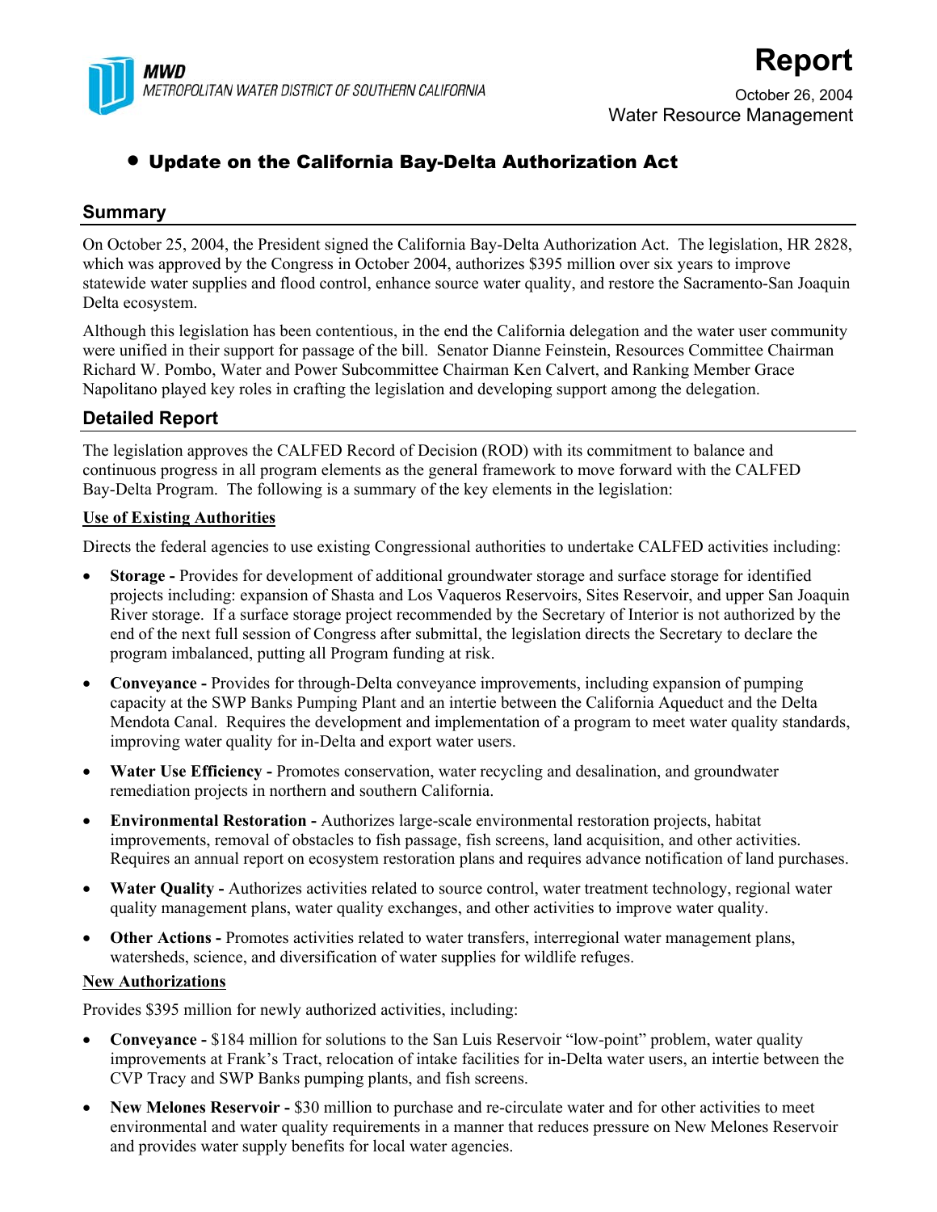**MWD**
*METROPOLITAN WATER DISTRICT OF SOUTHERN CALIFORNIA*

# Report

October 26, 2004
Water Resource Management

## • Update on the California Bay-Delta Authorization Act

## Summary

On October 25, 2004, the President signed the California Bay-Delta Authorization Act. The legislation, HR 2828, which was approved by the Congress in October 2004, authorizes $395 million over six years to improve statewide water supplies and flood control, enhance source water quality, and restore the Sacramento-San Joaquin Delta ecosystem.

Although this legislation has been contentious, in the end the California delegation and the water user community were unified in their support for passage of the bill. Senator Dianne Feinstein, Resources Committee Chairman Richard W. Pombo, Water and Power Subcommittee Chairman Ken Calvert, and Ranking Member Grace Napolitano played key roles in crafting the legislation and developing support among the delegation.

## Detailed Report

The legislation approves the CALFED Record of Decision (ROD) with its commitment to balance and continuous progress in all program elements as the general framework to move forward with the CALFED Bay-Delta Program. The following is a summary of the key elements in the legislation:

<u>**Use of Existing Authorities**</u>

Directs the federal agencies to use existing Congressional authorities to undertake CALFED activities including:

- **Storage -** Provides for development of additional groundwater storage and surface storage for identified projects including: expansion of Shasta and Los Vaqueros Reservoirs, Sites Reservoir, and upper San Joaquin River storage. If a surface storage project recommended by the Secretary of Interior is not authorized by the end of the next full session of Congress after submittal, the legislation directs the Secretary to declare the program imbalanced, putting all Program funding at risk.
- **Conveyance -** Provides for through-Delta conveyance improvements, including expansion of pumping capacity at the SWP Banks Pumping Plant and an intertie between the California Aqueduct and the Delta Mendota Canal. Requires the development and implementation of a program to meet water quality standards, improving water quality for in-Delta and export water users.
- **Water Use Efficiency -** Promotes conservation, water recycling and desalination, and groundwater remediation projects in northern and southern California.
- **Environmental Restoration -** Authorizes large-scale environmental restoration projects, habitat improvements, removal of obstacles to fish passage, fish screens, land acquisition, and other activities. Requires an annual report on ecosystem restoration plans and requires advance notification of land purchases.
- **Water Quality -** Authorizes activities related to source control, water treatment technology, regional water quality management plans, water quality exchanges, and other activities to improve water quality.
- **Other Actions -** Promotes activities related to water transfers, interregional water management plans, watersheds, science, and diversification of water supplies for wildlife refuges.

<u>**New Authorizations**</u>

Provides $395 million for newly authorized activities, including:

- **Conveyance -** $184 million for solutions to the San Luis Reservoir "low-point" problem, water quality improvements at Frank's Tract, relocation of intake facilities for in-Delta water users, an intertie between the CVP Tracy and SWP Banks pumping plants, and fish screens.
- **New Melones Reservoir -** $30 million to purchase and re-circulate water and for other activities to meet environmental and water quality requirements in a manner that reduces pressure on New Melones Reservoir and provides water supply benefits for local water agencies.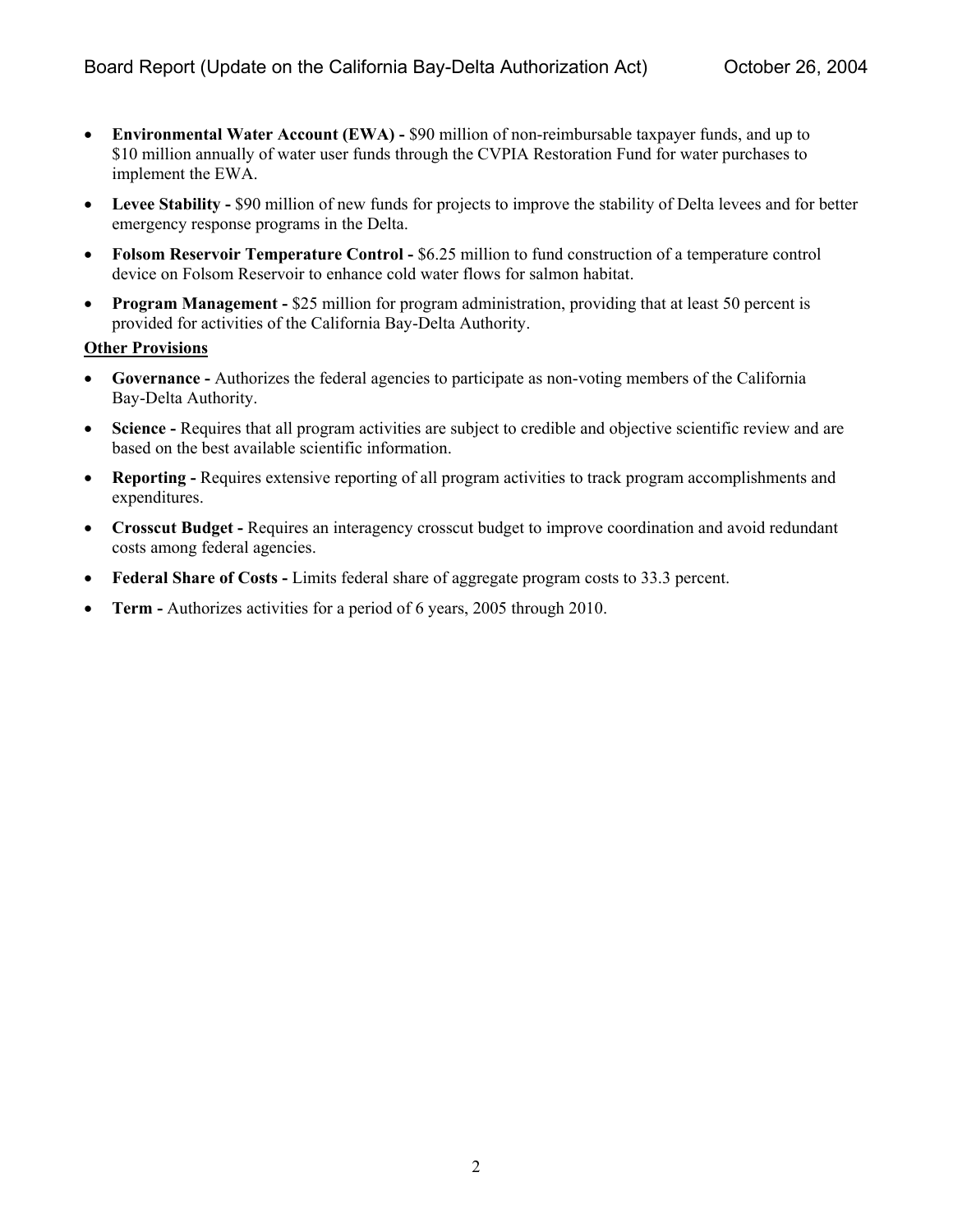- **Environmental Water Account (EWA) -** $90 million of non-reimbursable taxpayer funds, and up to $10 million annually of water user funds through the CVPIA Restoration Fund for water purchases to implement the EWA.
- **Levee Stability -** $90 million of new funds for projects to improve the stability of Delta levees and for better emergency response programs in the Delta.
- **Folsom Reservoir Temperature Control -** $6.25 million to fund construction of a temperature control device on Folsom Reservoir to enhance cold water flows for salmon habitat.
- **Program Management -** $25 million for program administration, providing that at least 50 percent is provided for activities of the California Bay-Delta Authority.

<u>**Other Provisions**</u>

- **Governance -** Authorizes the federal agencies to participate as non-voting members of the California Bay-Delta Authority.
- **Science -** Requires that all program activities are subject to credible and objective scientific review and are based on the best available scientific information.
- **Reporting -** Requires extensive reporting of all program activities to track program accomplishments and expenditures.
- **Crosscut Budget -** Requires an interagency crosscut budget to improve coordination and avoid redundant costs among federal agencies.
- **Federal Share of Costs -** Limits federal share of aggregate program costs to 33.3 percent.
- **Term -** Authorizes activities for a period of 6 years, 2005 through 2010.